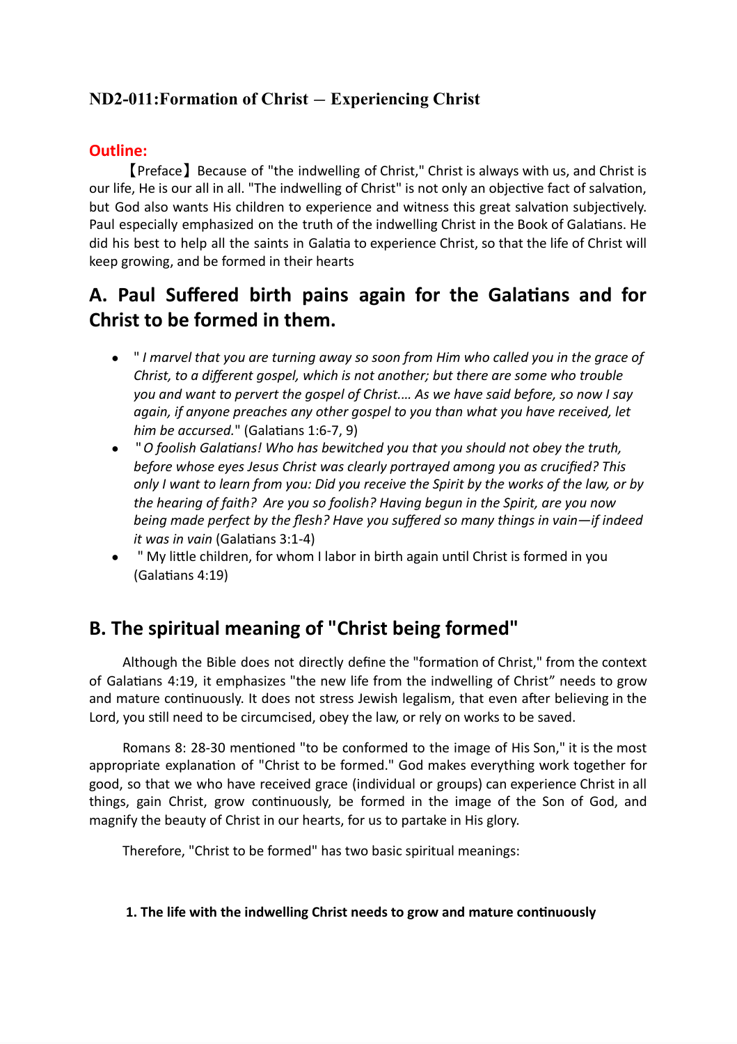## ND2-011:Formation of Christ – Experiencing Christ

**Outline:**

【Preface】Because of "the indwelling of Christ," Christ is always with us, and Christ is our life, He is our all in all. "The indwelling of Christ" is not only an objective fact of salvation, but God also wants His children to experience and witness this great salvation subjectively. Paul especially emphasized on the truth of the indwelling Christ in the Book of Galatians. He did his best to help all the saints in Galatia to experience Christ, so that the life of Christ will keep growing, and be formed in their hearts

## A. Paul Suffered birth pains again for the Galatians and for Christ to be formed in them.

- " *I marvel that you are turning away so soon from Him who called you in the grace of Christ, to a different gospel, which is not another; but there are some who trouble you and want to pervert the gospel of Christ.… As we have said before, so now I say again, if anyone preaches any other gospel to you than what you have received, let him be accursed.*" (Galatians 1:6-7, 9)
- " *O foolish Galatians! Who has bewitched you that you should not obey the truth, before whose eyes Jesus Christ was clearly portrayed among you as crucified? This only I want to learn from you: Did you receive the Spirit by the works of the law, or by the hearing of faith? Are you so foolish? Having begun in the Spirit, are you now being made perfect by the flesh? Have you suffered so many things in vain—if indeed it was in vain* (Galatians 3:1-4)
- " My little children, for whom I labor in birth again until Christ is formed in you (Galatians 4:19)

## B. The spiritual meaning of "Christ being formed"

Although the Bible does not directly define the "formation of Christ," from the context of Galatians 4:19, it emphasizes "the new life from the indwelling of Christ" needs to grow and mature continuously. It does not stress Jewish legalism, that even after believing in the Lord, you still need to be circumcised, obey the law, or rely on works to be saved.

Romans 8: 28-30 mentioned "to be conformed to the image of His Son," it is the most appropriate explanation of "Christ to be formed." God makes everything work together for good, so that we who have received grace (individual or groups) can experience Christ in all things, gain Christ, grow continuously, be formed in the image of the Son of God, and magnify the beauty of Christ in our hearts, for us to partake in His glory.

Therefore, "Christ to be formed" has two basic spiritual meanings:

**1. The life with the indwelling Christ needs to grow and mature continuously**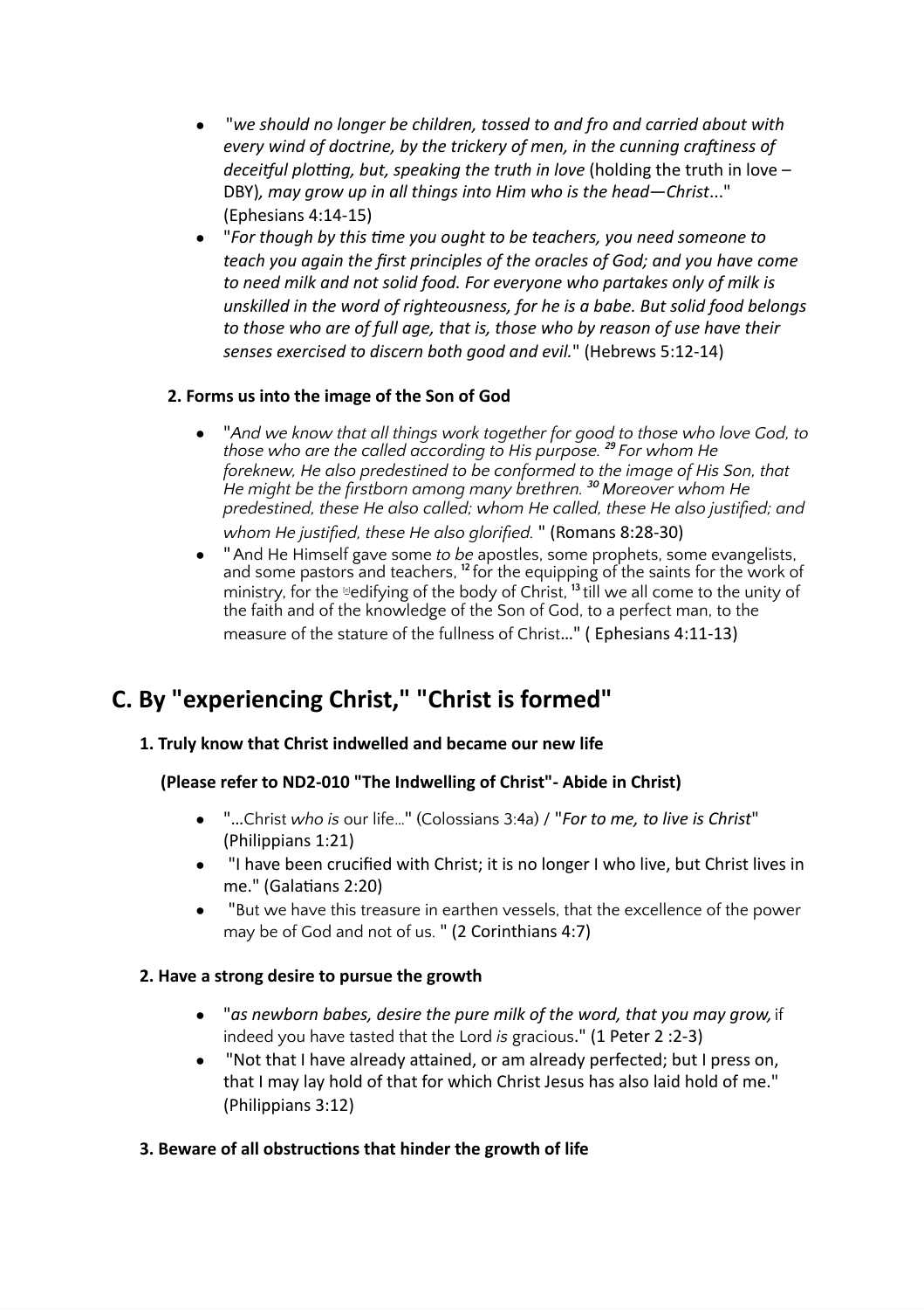- "*we should no longer be children, tossed to and fro and carried about with every wind of doctrine, by the trickery of men, in the cunning craftiness of deceitful plotting, but, speaking the truth in love* (holding the truth in love – DBY)*, may grow up in all things into Him who is the head—Christ*..." (Ephesians 4:14-15)
- "*For though by this time you ought to be teachers, you need someone to teach you again the first principles of the oracles of God; and you have come to need milk and not solid food. For everyone who partakes only of milk is unskilled in the word of righteousness, for he is a babe. But solid food belongs to those who are of full age, that is, those who by reason of use have their senses exercised to discern both good and evil.*" (Hebrews 5:12-14)

#### 2. Forms us into the image of the Son of God

- "*And we know that all things work together for good to those who love God, to those who are the called according to His purpose. [29] For whom He foreknew, He also predestined to be conformed to the image of His Son, that He might be the firstborn among many brethren. [30] Moreover whom He predestined, these He also called; whom He called, these He also justified; and whom He justified, these He also glorified.* " (Romans 8:28-30)
- " And He Himself gave some *to be* apostles, some prophets, some evangelists, and some pastors and teachers, [12] for the equipping of the saints for the work of ministry, for the [e]edifying of the body of Christ, [13] till we all come to the unity of the faith and of the knowledge of the Son of God, to a perfect man, to the measure of the stature of the fullness of Christ..." ( Ephesians 4:11-13)

## C. By "experiencing Christ," "Christ is formed"

#### 1. Truly know that Christ indwelled and became our new life

**(Please refer to ND2-010 "The Indwelling of Christ"- Abide in Christ)**

- "...Christ *who is* our life..." (Colossians 3:4a) / "*For to me, to live is Christ*" (Philippians 1:21)
- "I have been crucified with Christ; it is no longer I who live, but Christ lives in me." (Galatians 2:20)
- "But we have this treasure in earthen vessels, that the excellence of the power may be of God and not of us. " (2 Corinthians 4:7)

#### 2. Have a strong desire to pursue the growth

- "*as newborn babes, desire the pure milk of the word, that you may grow,* if indeed you have tasted that the Lord *is* gracious." (1 Peter 2 :2-3)
- "Not that I have already attained, or am already perfected; but I press on, that I may lay hold of that for which Christ Jesus has also laid hold of me." (Philippians 3:12)

#### 3. Beware of all obstructions that hinder the growth of life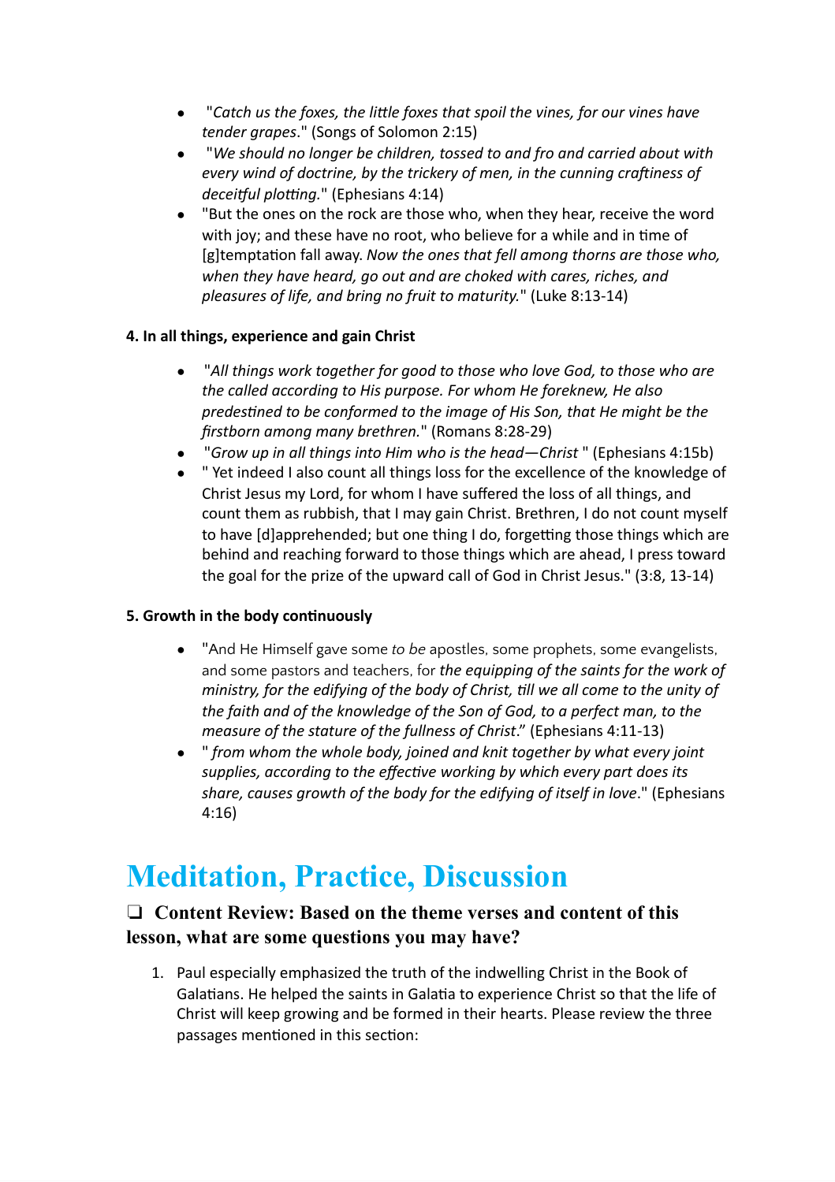- "*Catch us the foxes, the little foxes that spoil the vines, for our vines have tender grapes*." (Songs of Solomon 2:15)
- "*We should no longer be children, tossed to and fro and carried about with every wind of doctrine, by the trickery of men, in the cunning craftiness of deceitful plotting.*" (Ephesians 4:14)
- "But the ones on the rock are those who, when they hear, receive the word with joy; and these have no root, who believe for a while and in time of [g]temptation fall away. *Now the ones that fell among thorns are those who, when they have heard, go out and are choked with cares, riches, and pleasures of life, and bring no fruit to maturity.*" (Luke 8:13-14)

**4. In all things, experience and gain Christ**

- "*All things work together for good to those who love God, to those who are the called according to His purpose. For whom He foreknew, He also predestined to be conformed to the image of His Son, that He might be the firstborn among many brethren.*" (Romans 8:28-29)
- "*Grow up in all things into Him who is the head—Christ* " (Ephesians 4:15b)
- " Yet indeed I also count all things loss for the excellence of the knowledge of Christ Jesus my Lord, for whom I have suffered the loss of all things, and count them as rubbish, that I may gain Christ. Brethren, I do not count myself to have [d]apprehended; but one thing I do, forgetting those things which are behind and reaching forward to those things which are ahead, I press toward the goal for the prize of the upward call of God in Christ Jesus." (3:8, 13-14)

**5. Growth in the body continuously**

- "And He Himself gave some *to be* apostles, some prophets, some evangelists, and some pastors and teachers, for *the equipping of the saints for the work of ministry, for the edifying of the body of Christ, till we all come to the unity of the faith and of the knowledge of the Son of God, to a perfect man, to the measure of the stature of the fullness of Christ*." (Ephesians 4:11-13)
- " *from whom the whole body, joined and knit together by what every joint supplies, according to the effective working by which every part does its share, causes growth of the body for the edifying of itself in love*." (Ephesians 4:16)

# Meditation, Practice, Discussion

### ❏ Content Review: Based on the theme verses and content of this lesson, what are some questions you may have?

1. Paul especially emphasized the truth of the indwelling Christ in the Book of Galatians. He helped the saints in Galatia to experience Christ so that the life of Christ will keep growing and be formed in their hearts. Please review the three passages mentioned in this section: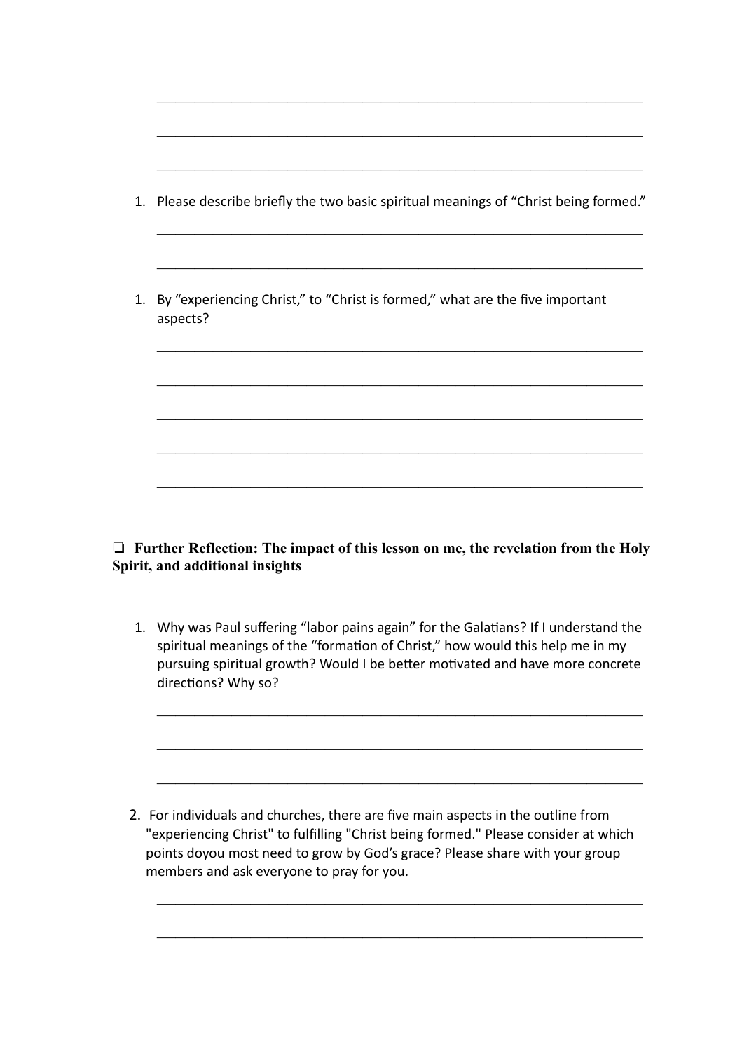______________________________________________________________________

______________________________________________________________________

______________________________________________________________________

1. Please describe briefly the two basic spiritual meanings of “Christ being formed.”

______________________________________________________________________

______________________________________________________________________

1. By “experiencing Christ,” to “Christ is formed,” what are the five important aspects?

______________________________________________________________________

______________________________________________________________________

______________________________________________________________________

______________________________________________________________________

______________________________________________________________________

❑ **Further Reflection: The impact of this lesson on me, the revelation from the Holy Spirit, and additional insights**

1. Why was Paul suffering “labor pains again” for the Galatians? If I understand the spiritual meanings of the “formation of Christ,” how would this help me in my pursuing spiritual growth? Would I be better motivated and have more concrete directions? Why so?

______________________________________________________________________

______________________________________________________________________

______________________________________________________________________

2. For individuals and churches, there are five main aspects in the outline from "experiencing Christ" to fulfilling "Christ being formed." Please consider at which points doyou most need to grow by God’s grace? Please share with your group members and ask everyone to pray for you.

______________________________________________________________________

______________________________________________________________________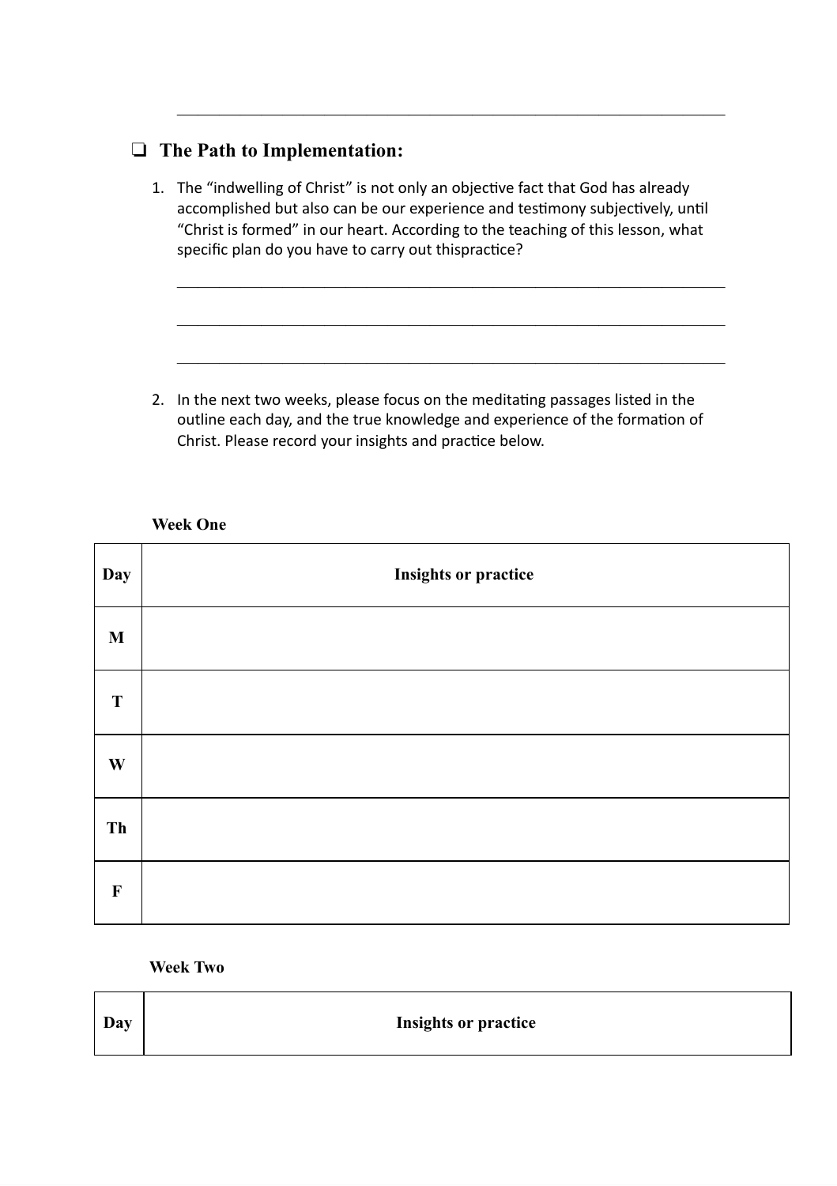________________________________________________________________

## ❑ The Path to Implementation:

1. The "indwelling of Christ" is not only an objective fact that God has already accomplished but also can be our experience and testimony subjectively, until "Christ is formed" in our heart. According to the teaching of this lesson, what specific plan do you have to carry out thispractice?

   ________________________________________________________________

   ________________________________________________________________

   ________________________________________________________________

2. In the next two weeks, please focus on the meditating passages listed in the outline each day, and the true knowledge and experience of the formation of Christ. Please record your insights and practice below.

**Week One**

| Day | Insights or practice |
|---|---|
| M | |
| T | |
| W | |
| Th | |
| F | |

**Week Two**

| Day | Insights or practice |
|---|---|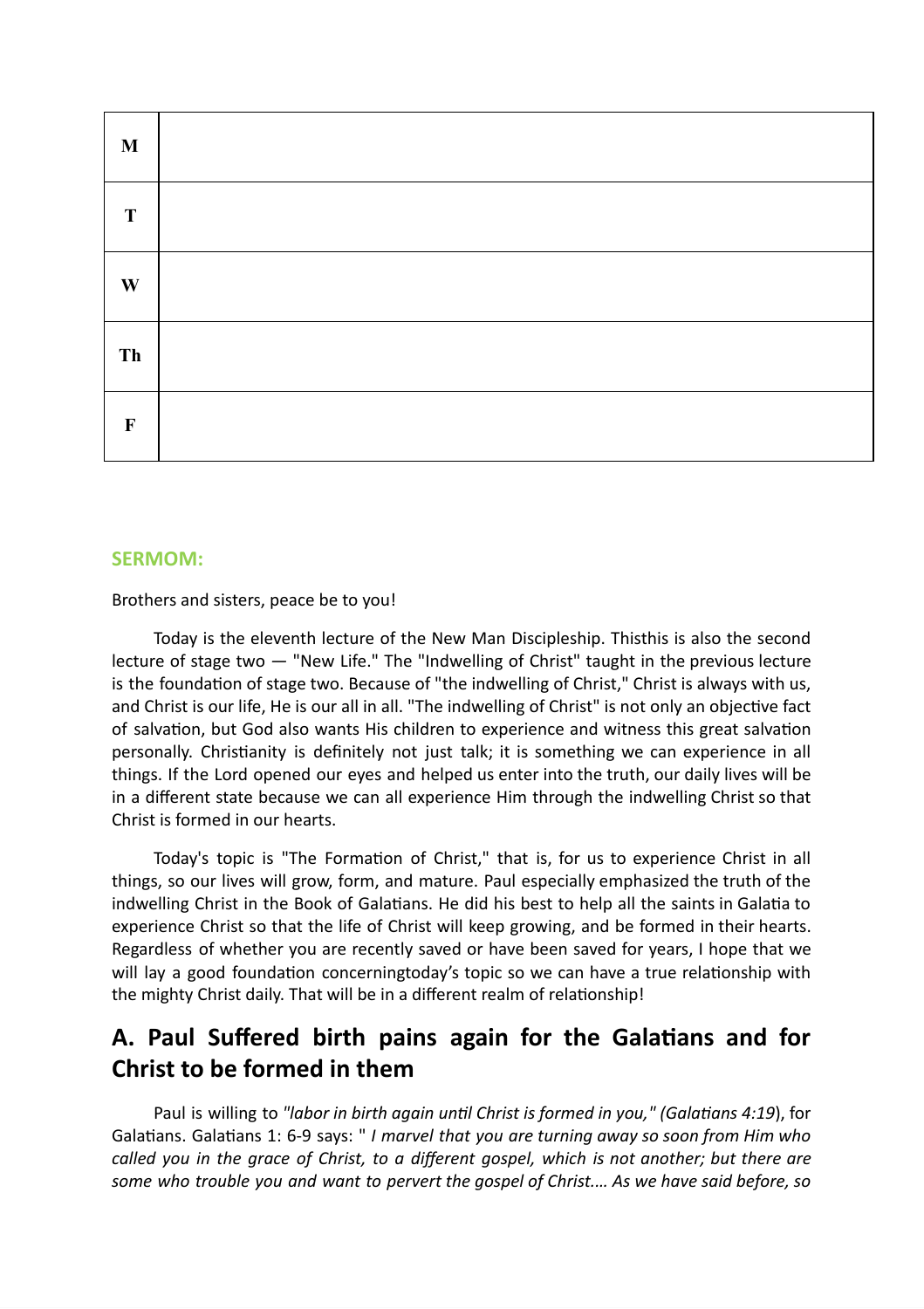| M | |
|---|---|
| T | |
| W | |
| Th | |
| F | |

**SERMOM:**

Brothers and sisters, peace be to you!

Today is the eleventh lecture of the New Man Discipleship. Thisthis is also the second lecture of stage two — "New Life." The "Indwelling of Christ" taught in the previous lecture is the foundation of stage two. Because of "the indwelling of Christ," Christ is always with us, and Christ is our life, He is our all in all. "The indwelling of Christ" is not only an objective fact of salvation, but God also wants His children to experience and witness this great salvation personally. Christianity is definitely not just talk; it is something we can experience in all things. If the Lord opened our eyes and helped us enter into the truth, our daily lives will be in a different state because we can all experience Him through the indwelling Christ so that Christ is formed in our hearts.

Today's topic is "The Formation of Christ," that is, for us to experience Christ in all things, so our lives will grow, form, and mature. Paul especially emphasized the truth of the indwelling Christ in the Book of Galatians. He did his best to help all the saints in Galatia to experience Christ so that the life of Christ will keep growing, and be formed in their hearts. Regardless of whether you are recently saved or have been saved for years, I hope that we will lay a good foundation concerningtoday's topic so we can have a true relationship with the mighty Christ daily. That will be in a different realm of relationship!

## A. Paul Suffered birth pains again for the Galatians and for Christ to be formed in them

Paul is willing to *"labor in birth again until Christ is formed in you," (Galatians 4:19*), for Galatians. Galatians 1: 6-9 says: " *I marvel that you are turning away so soon from Him who called you in the grace of Christ, to a different gospel, which is not another; but there are some who trouble you and want to pervert the gospel of Christ.... As we have said before, so*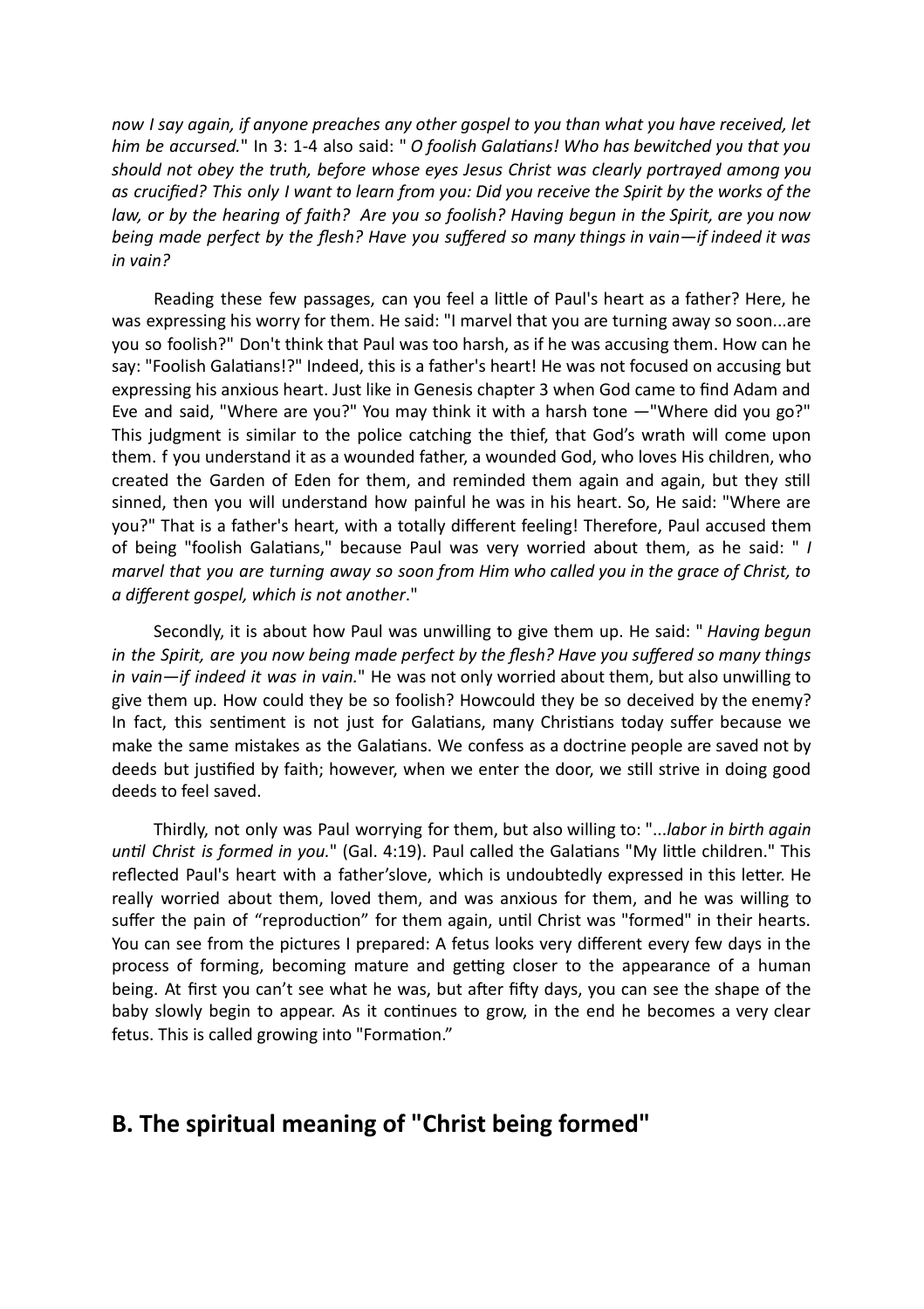*now I say again, if anyone preaches any other gospel to you than what you have received, let him be accursed.*" In 3: 1-4 also said: " *O foolish Galatians! Who has bewitched you that you should not obey the truth, before whose eyes Jesus Christ was clearly portrayed among you as crucified? This only I want to learn from you: Did you receive the Spirit by the works of the law, or by the hearing of faith? Are you so foolish? Having begun in the Spirit, are you now being made perfect by the flesh? Have you suffered so many things in vain—if indeed it was in vain?*

Reading these few passages, can you feel a little of Paul's heart as a father? Here, he was expressing his worry for them. He said: "I marvel that you are turning away so soon...are you so foolish?" Don't think that Paul was too harsh, as if he was accusing them. How can he say: "Foolish Galatians!?" Indeed, this is a father's heart! He was not focused on accusing but expressing his anxious heart. Just like in Genesis chapter 3 when God came to find Adam and Eve and said, "Where are you?" You may think it with a harsh tone —"Where did you go?" This judgment is similar to the police catching the thief, that God's wrath will come upon them. f you understand it as a wounded father, a wounded God, who loves His children, who created the Garden of Eden for them, and reminded them again and again, but they still sinned, then you will understand how painful he was in his heart. So, He said: "Where are you?" That is a father's heart, with a totally different feeling! Therefore, Paul accused them of being "foolish Galatians," because Paul was very worried about them, as he said: " *I marvel that you are turning away so soon from Him who called you in the grace of Christ, to a different gospel, which is not another*."

Secondly, it is about how Paul was unwilling to give them up. He said: " *Having begun in the Spirit, are you now being made perfect by the flesh? Have you suffered so many things in vain—if indeed it was in vain.*" He was not only worried about them, but also unwilling to give them up. How could they be so foolish? Howcould they be so deceived by the enemy? In fact, this sentiment is not just for Galatians, many Christians today suffer because we make the same mistakes as the Galatians. We confess as a doctrine people are saved not by deeds but justified by faith; however, when we enter the door, we still strive in doing good deeds to feel saved.

Thirdly, not only was Paul worrying for them, but also willing to: "...*labor in birth again until Christ is formed in you.*" (Gal. 4:19). Paul called the Galatians "My little children." This reflected Paul's heart with a father'slove, which is undoubtedly expressed in this letter. He really worried about them, loved them, and was anxious for them, and he was willing to suffer the pain of "reproduction" for them again, until Christ was "formed" in their hearts. You can see from the pictures I prepared: A fetus looks very different every few days in the process of forming, becoming mature and getting closer to the appearance of a human being. At first you can't see what he was, but after fifty days, you can see the shape of the baby slowly begin to appear. As it continues to grow, in the end he becomes a very clear fetus. This is called growing into "Formation."

## B. The spiritual meaning of "Christ being formed"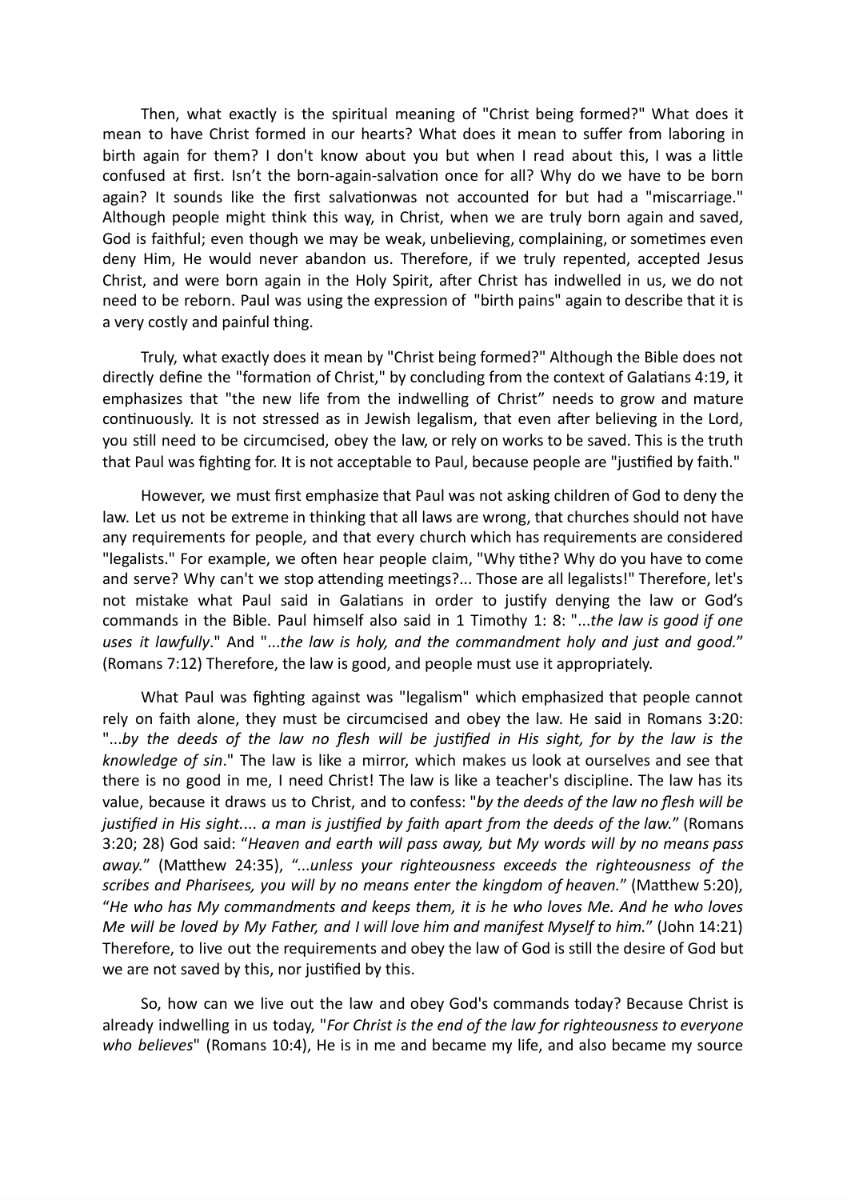Then, what exactly is the spiritual meaning of "Christ being formed?" What does it mean to have Christ formed in our hearts? What does it mean to suffer from laboring in birth again for them? I don't know about you but when I read about this, I was a little confused at first. Isn't the born-again-salvation once for all? Why do we have to be born again? It sounds like the first salvationwas not accounted for but had a "miscarriage." Although people might think this way, in Christ, when we are truly born again and saved, God is faithful; even though we may be weak, unbelieving, complaining, or sometimes even deny Him, He would never abandon us. Therefore, if we truly repented, accepted Jesus Christ, and were born again in the Holy Spirit, after Christ has indwelled in us, we do not need to be reborn. Paul was using the expression of "birth pains" again to describe that it is a very costly and painful thing.

Truly, what exactly does it mean by "Christ being formed?" Although the Bible does not directly define the "formation of Christ," by concluding from the context of Galatians 4:19, it emphasizes that "the new life from the indwelling of Christ" needs to grow and mature continuously. It is not stressed as in Jewish legalism, that even after believing in the Lord, you still need to be circumcised, obey the law, or rely on works to be saved. This is the truth that Paul was fighting for. It is not acceptable to Paul, because people are "justified by faith."

However, we must first emphasize that Paul was not asking children of God to deny the law. Let us not be extreme in thinking that all laws are wrong, that churches should not have any requirements for people, and that every church which has requirements are considered "legalists." For example, we often hear people claim, "Why tithe? Why do you have to come and serve? Why can't we stop attending meetings?... Those are all legalists!" Therefore, let's not mistake what Paul said in Galatians in order to justify denying the law or God's commands in the Bible. Paul himself also said in 1 Timothy 1: 8: "...*the law is good if one uses it lawfully*." And "...*the law is holy, and the commandment holy and just and good.*" (Romans 7:12) Therefore, the law is good, and people must use it appropriately.

What Paul was fighting against was "legalism" which emphasized that people cannot rely on faith alone, they must be circumcised and obey the law. He said in Romans 3:20: "...*by the deeds of the law no flesh will be justified in His sight, for by the law is the knowledge of sin*." The law is like a mirror, which makes us look at ourselves and see that there is no good in me, I need Christ! The law is like a teacher's discipline. The law has its value, because it draws us to Christ, and to confess: "*by the deeds of the law no flesh will be justified in His sight.... a man is justified by faith apart from the deeds of the law.*" (Romans 3:20; 28) God said: "*Heaven and earth will pass away, but My words will by no means pass away.*" (Matthew 24:35), "*...unless your righteousness exceeds the righteousness of the scribes and Pharisees, you will by no means enter the kingdom of heaven.*" (Matthew 5:20), "*He who has My commandments and keeps them, it is he who loves Me. And he who loves Me will be loved by My Father, and I will love him and manifest Myself to him.*" (John 14:21) Therefore, to live out the requirements and obey the law of God is still the desire of God but we are not saved by this, nor justified by this.

So, how can we live out the law and obey God's commands today? Because Christ is already indwelling in us today, "*For Christ is the end of the law for righteousness to everyone who believes*" (Romans 10:4), He is in me and became my life, and also became my source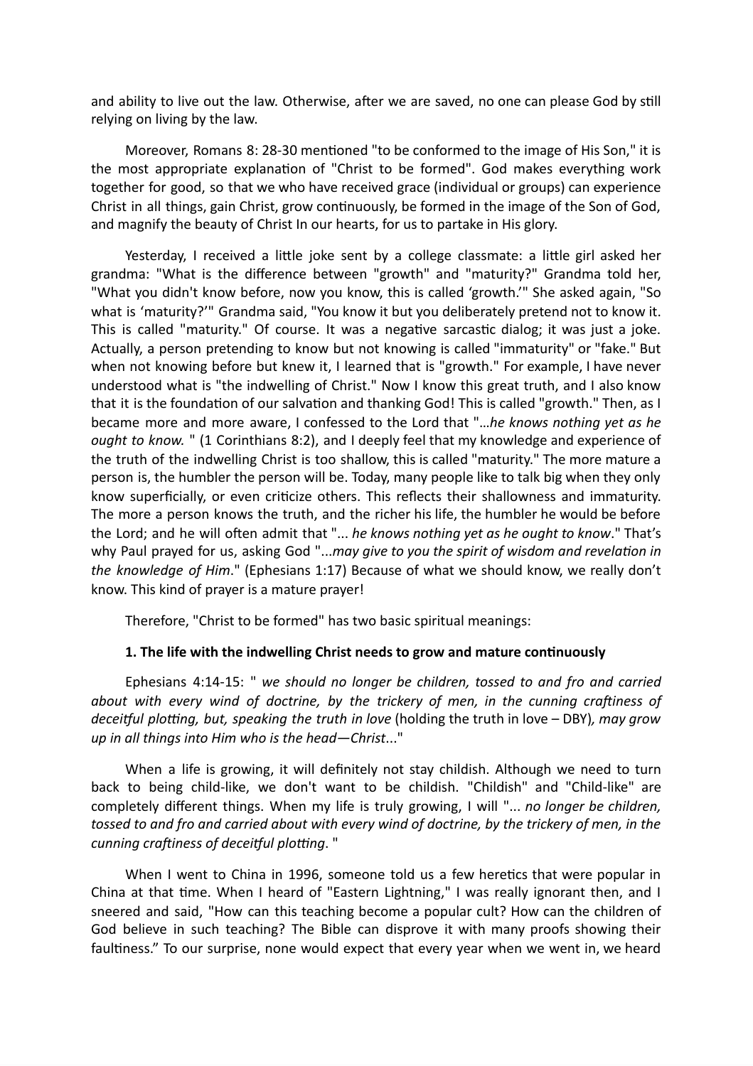and ability to live out the law. Otherwise, after we are saved, no one can please God by still relying on living by the law.

Moreover, Romans 8: 28-30 mentioned "to be conformed to the image of His Son," it is the most appropriate explanation of "Christ to be formed". God makes everything work together for good, so that we who have received grace (individual or groups) can experience Christ in all things, gain Christ, grow continuously, be formed in the image of the Son of God, and magnify the beauty of Christ In our hearts, for us to partake in His glory.

Yesterday, I received a little joke sent by a college classmate: a little girl asked her grandma: "What is the difference between "growth" and "maturity?" Grandma told her, "What you didn't know before, now you know, this is called 'growth.'" She asked again, "So what is 'maturity?'" Grandma said, "You know it but you deliberately pretend not to know it. This is called "maturity." Of course. It was a negative sarcastic dialog; it was just a joke. Actually, a person pretending to know but not knowing is called "immaturity" or "fake." But when not knowing before but knew it, I learned that is "growth." For example, I have never understood what is "the indwelling of Christ." Now I know this great truth, and I also know that it is the foundation of our salvation and thanking God! This is called "growth." Then, as I became more and more aware, I confessed to the Lord that "*…he knows nothing yet as he ought to know.* " (1 Corinthians 8:2), and I deeply feel that my knowledge and experience of the truth of the indwelling Christ is too shallow, this is called "maturity." The more mature a person is, the humbler the person will be. Today, many people like to talk big when they only know superficially, or even criticize others. This reflects their shallowness and immaturity. The more a person knows the truth, and the richer his life, the humbler he would be before the Lord; and he will often admit that "*... he knows nothing yet as he ought to know*." That's why Paul prayed for us, asking God "*...may give to you the spirit of wisdom and revelation in the knowledge of Him*." (Ephesians 1:17) Because of what we should know, we really don't know. This kind of prayer is a mature prayer!

Therefore, "Christ to be formed" has two basic spiritual meanings:

**1. The life with the indwelling Christ needs to grow and mature continuously**

Ephesians 4:14-15: " *we should no longer be children, tossed to and fro and carried about with every wind of doctrine, by the trickery of men, in the cunning craftiness of deceitful plotting, but, speaking the truth in love* (holding the truth in love – DBY)*, may grow up in all things into Him who is the head—Christ*..."

When a life is growing, it will definitely not stay childish. Although we need to turn back to being child-like, we don't want to be childish. "Childish" and "Child-like" are completely different things. When my life is truly growing, I will "*... no longer be children, tossed to and fro and carried about with every wind of doctrine, by the trickery of men, in the cunning craftiness of deceitful plotting*. "

When I went to China in 1996, someone told us a few heretics that were popular in China at that time. When I heard of "Eastern Lightning," I was really ignorant then, and I sneered and said, "How can this teaching become a popular cult? How can the children of God believe in such teaching? The Bible can disprove it with many proofs showing their faultiness." To our surprise, none would expect that every year when we went in, we heard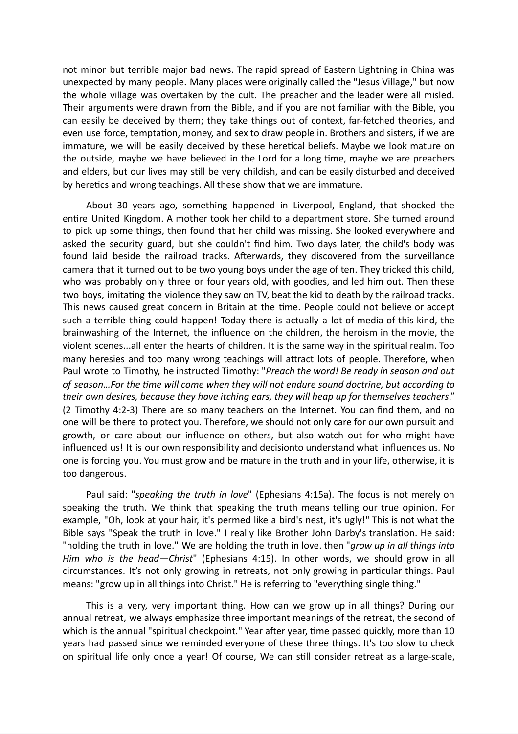not minor but terrible major bad news. The rapid spread of Eastern Lightning in China was unexpected by many people. Many places were originally called the "Jesus Village," but now the whole village was overtaken by the cult. The preacher and the leader were all misled. Their arguments were drawn from the Bible, and if you are not familiar with the Bible, you can easily be deceived by them; they take things out of context, far-fetched theories, and even use force, temptation, money, and sex to draw people in. Brothers and sisters, if we are immature, we will be easily deceived by these heretical beliefs. Maybe we look mature on the outside, maybe we have believed in the Lord for a long time, maybe we are preachers and elders, but our lives may still be very childish, and can be easily disturbed and deceived by heretics and wrong teachings. All these show that we are immature.

About 30 years ago, something happened in Liverpool, England, that shocked the entire United Kingdom. A mother took her child to a department store. She turned around to pick up some things, then found that her child was missing. She looked everywhere and asked the security guard, but she couldn't find him. Two days later, the child's body was found laid beside the railroad tracks. Afterwards, they discovered from the surveillance camera that it turned out to be two young boys under the age of ten. They tricked this child, who was probably only three or four years old, with goodies, and led him out. Then these two boys, imitating the violence they saw on TV, beat the kid to death by the railroad tracks. This news caused great concern in Britain at the time. People could not believe or accept such a terrible thing could happen! Today there is actually a lot of media of this kind, the brainwashing of the Internet, the influence on the children, the heroism in the movie, the violent scenes...all enter the hearts of children. It is the same way in the spiritual realm. Too many heresies and too many wrong teachings will attract lots of people. Therefore, when Paul wrote to Timothy, he instructed Timothy: "*Preach the word! Be ready in season and out of season…For the time will come when they will not endure sound doctrine, but according to their own desires, because they have itching ears, they will heap up for themselves teachers*." (2 Timothy 4:2-3) There are so many teachers on the Internet. You can find them, and no one will be there to protect you. Therefore, we should not only care for our own pursuit and growth, or care about our influence on others, but also watch out for who might have influenced us! It is our own responsibility and decisionto understand what influences us. No one is forcing you. You must grow and be mature in the truth and in your life, otherwise, it is too dangerous.

Paul said: "*speaking the truth in love*" (Ephesians 4:15a). The focus is not merely on speaking the truth. We think that speaking the truth means telling our true opinion. For example, "Oh, look at your hair, it's permed like a bird's nest, it's ugly!" This is not what the Bible says "Speak the truth in love." I really like Brother John Darby's translation. He said: "holding the truth in love." We are holding the truth in love. then "*grow up in all things into Him who is the head—Christ*" (Ephesians 4:15). In other words, we should grow in all circumstances. It's not only growing in retreats, not only growing in particular things. Paul means: "grow up in all things into Christ." He is referring to "everything single thing."

This is a very, very important thing. How can we grow up in all things? During our annual retreat, we always emphasize three important meanings of the retreat, the second of which is the annual "spiritual checkpoint." Year after year, time passed quickly, more than 10 years had passed since we reminded everyone of these three things. It's too slow to check on spiritual life only once a year! Of course, We can still consider retreat as a large-scale,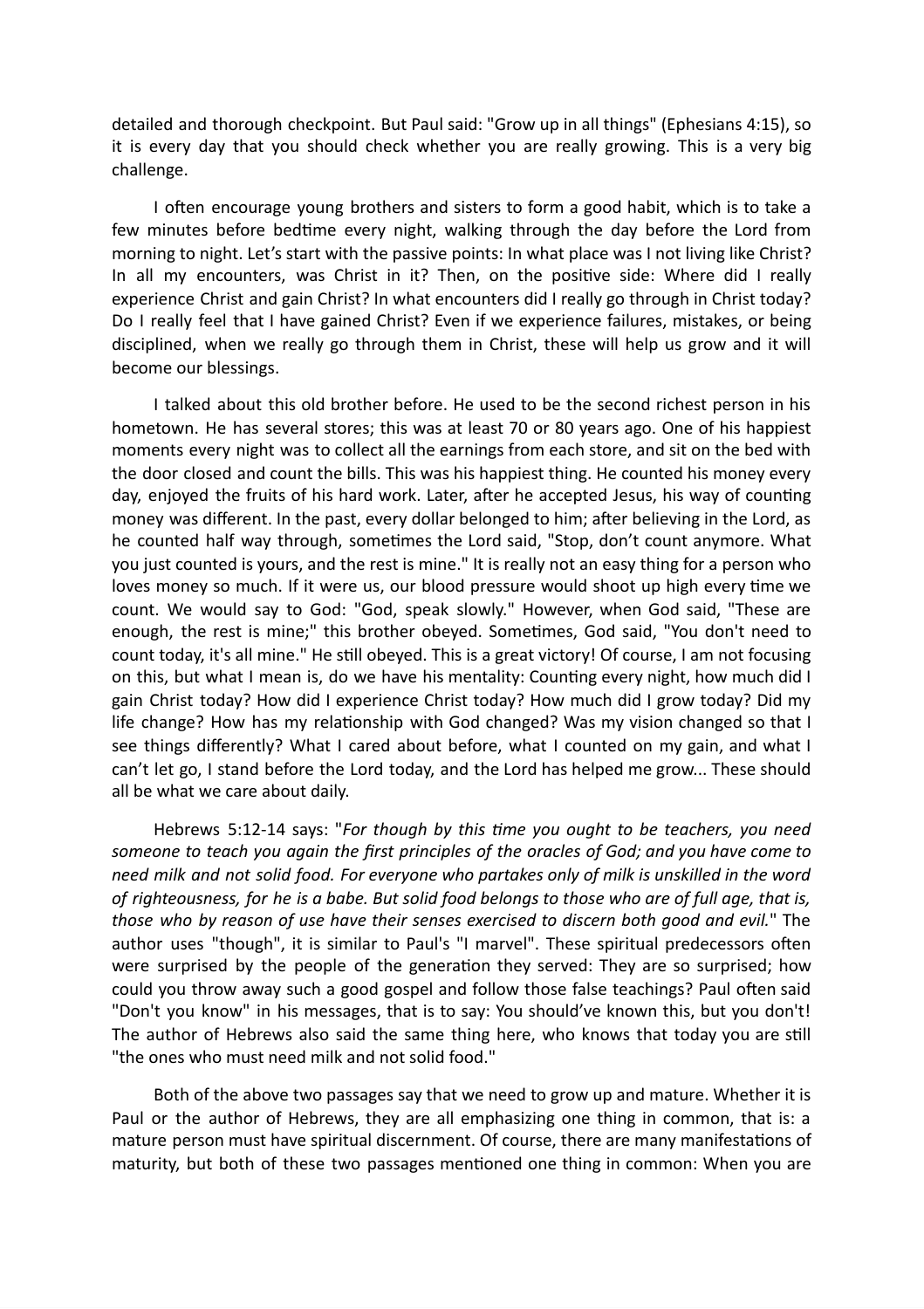detailed and thorough checkpoint. But Paul said: "Grow up in all things" (Ephesians 4:15), so it is every day that you should check whether you are really growing. This is a very big challenge.

I often encourage young brothers and sisters to form a good habit, which is to take a few minutes before bedtime every night, walking through the day before the Lord from morning to night. Let's start with the passive points: In what place was I not living like Christ? In all my encounters, was Christ in it? Then, on the positive side: Where did I really experience Christ and gain Christ? In what encounters did I really go through in Christ today? Do I really feel that I have gained Christ? Even if we experience failures, mistakes, or being disciplined, when we really go through them in Christ, these will help us grow and it will become our blessings.

I talked about this old brother before. He used to be the second richest person in his hometown. He has several stores; this was at least 70 or 80 years ago. One of his happiest moments every night was to collect all the earnings from each store, and sit on the bed with the door closed and count the bills. This was his happiest thing. He counted his money every day, enjoyed the fruits of his hard work. Later, after he accepted Jesus, his way of counting money was different. In the past, every dollar belonged to him; after believing in the Lord, as he counted half way through, sometimes the Lord said, "Stop, don't count anymore. What you just counted is yours, and the rest is mine." It is really not an easy thing for a person who loves money so much. If it were us, our blood pressure would shoot up high every time we count. We would say to God: "God, speak slowly." However, when God said, "These are enough, the rest is mine;" this brother obeyed. Sometimes, God said, "You don't need to count today, it's all mine." He still obeyed. This is a great victory! Of course, I am not focusing on this, but what I mean is, do we have his mentality: Counting every night, how much did I gain Christ today? How did I experience Christ today? How much did I grow today? Did my life change? How has my relationship with God changed? Was my vision changed so that I see things differently? What I cared about before, what I counted on my gain, and what I can't let go, I stand before the Lord today, and the Lord has helped me grow... These should all be what we care about daily.

Hebrews 5:12-14 says: "*For though by this time you ought to be teachers, you need someone to teach you again the first principles of the oracles of God; and you have come to need milk and not solid food. For everyone who partakes only of milk is unskilled in the word of righteousness, for he is a babe. But solid food belongs to those who are of full age, that is, those who by reason of use have their senses exercised to discern both good and evil.*" The author uses "though", it is similar to Paul's "I marvel". These spiritual predecessors often were surprised by the people of the generation they served: They are so surprised; how could you throw away such a good gospel and follow those false teachings? Paul often said "Don't you know" in his messages, that is to say: You should've known this, but you don't! The author of Hebrews also said the same thing here, who knows that today you are still "the ones who must need milk and not solid food."

Both of the above two passages say that we need to grow up and mature. Whether it is Paul or the author of Hebrews, they are all emphasizing one thing in common, that is: a mature person must have spiritual discernment. Of course, there are many manifestations of maturity, but both of these two passages mentioned one thing in common: When you are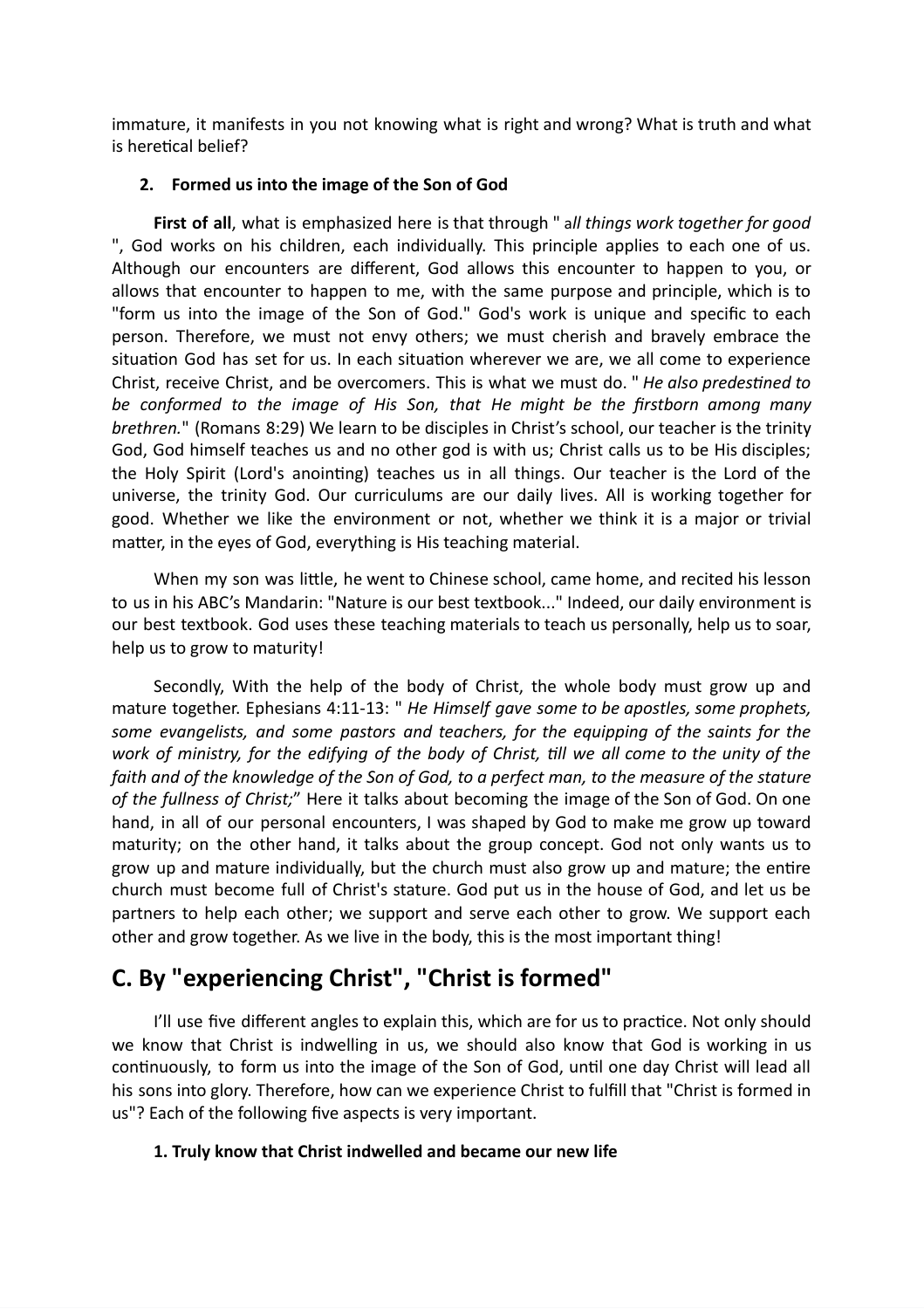immature, it manifests in you not knowing what is right and wrong? What is truth and what is heretical belief?

#### 2. Formed us into the image of the Son of God

**First of all**, what is emphasized here is that through " a*ll things work together for good* ", God works on his children, each individually. This principle applies to each one of us. Although our encounters are different, God allows this encounter to happen to you, or allows that encounter to happen to me, with the same purpose and principle, which is to "form us into the image of the Son of God." God's work is unique and specific to each person. Therefore, we must not envy others; we must cherish and bravely embrace the situation God has set for us. In each situation wherever we are, we all come to experience Christ, receive Christ, and be overcomers. This is what we must do. " *He also predestined to be conformed to the image of His Son, that He might be the firstborn among many brethren.*" (Romans 8:29) We learn to be disciples in Christ's school, our teacher is the trinity God, God himself teaches us and no other god is with us; Christ calls us to be His disciples; the Holy Spirit (Lord's anointing) teaches us in all things. Our teacher is the Lord of the universe, the trinity God. Our curriculums are our daily lives. All is working together for good. Whether we like the environment or not, whether we think it is a major or trivial matter, in the eyes of God, everything is His teaching material.

When my son was little, he went to Chinese school, came home, and recited his lesson to us in his ABC's Mandarin: "Nature is our best textbook..." Indeed, our daily environment is our best textbook. God uses these teaching materials to teach us personally, help us to soar, help us to grow to maturity!

Secondly, With the help of the body of Christ, the whole body must grow up and mature together. Ephesians 4:11-13: " *He Himself gave some to be apostles, some prophets, some evangelists, and some pastors and teachers, for the equipping of the saints for the work of ministry, for the edifying of the body of Christ, till we all come to the unity of the faith and of the knowledge of the Son of God, to a perfect man, to the measure of the stature of the fullness of Christ;*" Here it talks about becoming the image of the Son of God. On one hand, in all of our personal encounters, I was shaped by God to make me grow up toward maturity; on the other hand, it talks about the group concept. God not only wants us to grow up and mature individually, but the church must also grow up and mature; the entire church must become full of Christ's stature. God put us in the house of God, and let us be partners to help each other; we support and serve each other to grow. We support each other and grow together. As we live in the body, this is the most important thing!

## C. By "experiencing Christ", "Christ is formed"

I'll use five different angles to explain this, which are for us to practice. Not only should we know that Christ is indwelling in us, we should also know that God is working in us continuously, to form us into the image of the Son of God, until one day Christ will lead all his sons into glory. Therefore, how can we experience Christ to fulfill that "Christ is formed in us"? Each of the following five aspects is very important.

#### 1. Truly know that Christ indwelled and became our new life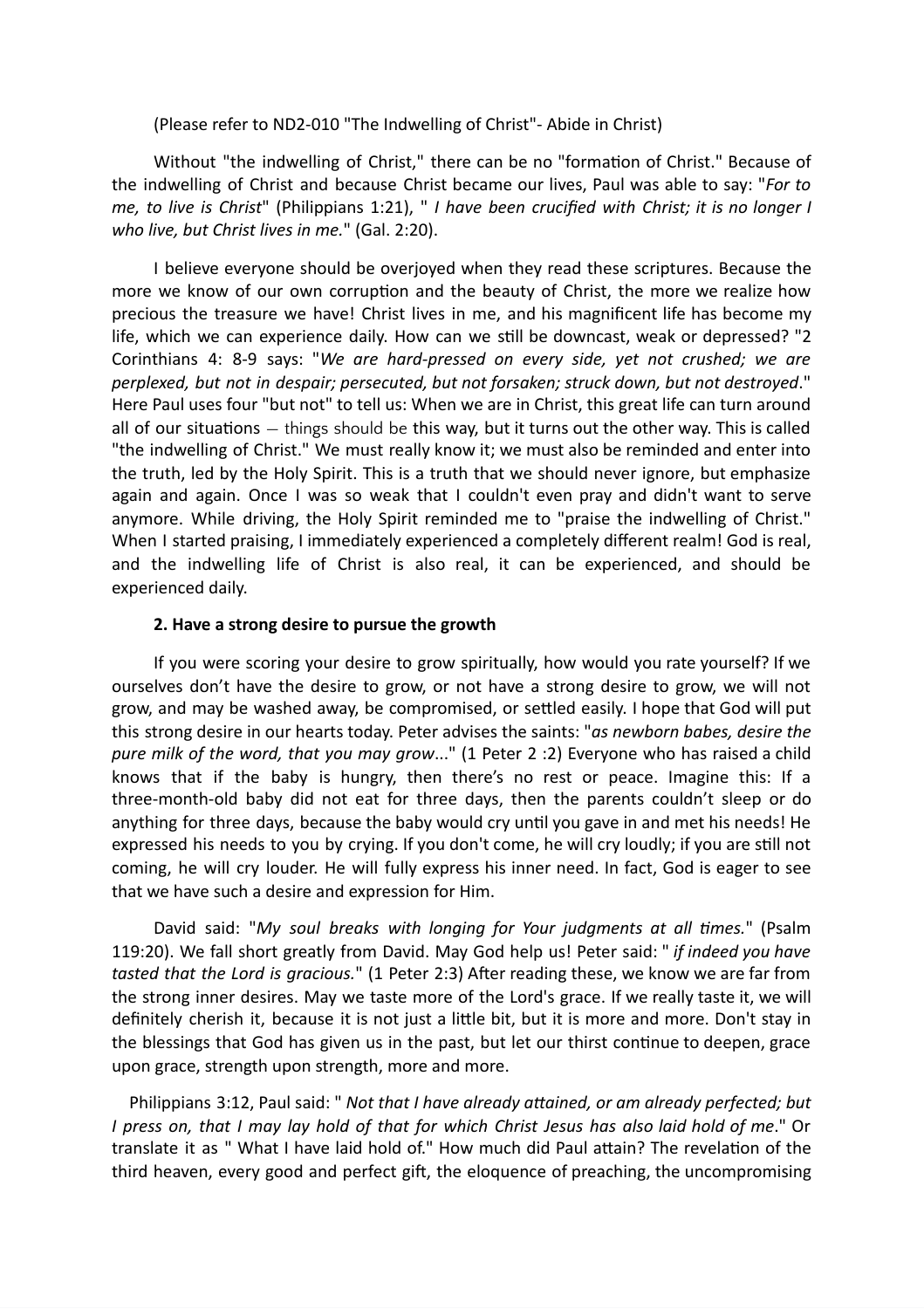(Please refer to ND2-010 "The Indwelling of Christ"- Abide in Christ)

Without "the indwelling of Christ," there can be no "formation of Christ." Because of the indwelling of Christ and because Christ became our lives, Paul was able to say: "*For to me, to live is Christ*" (Philippians 1:21), " *I have been crucified with Christ; it is no longer I who live, but Christ lives in me.*" (Gal. 2:20).

I believe everyone should be overjoyed when they read these scriptures. Because the more we know of our own corruption and the beauty of Christ, the more we realize how precious the treasure we have! Christ lives in me, and his magnificent life has become my life, which we can experience daily. How can we still be downcast, weak or depressed? "2 Corinthians 4: 8-9 says: "*We are hard-pressed on every side, yet not crushed; we are perplexed, but not in despair; persecuted, but not forsaken; struck down, but not destroyed*." Here Paul uses four "but not" to tell us: When we are in Christ, this great life can turn around all of our situations — things should be this way, but it turns out the other way. This is called "the indwelling of Christ." We must really know it; we must also be reminded and enter into the truth, led by the Holy Spirit. This is a truth that we should never ignore, but emphasize again and again. Once I was so weak that I couldn't even pray and didn't want to serve anymore. While driving, the Holy Spirit reminded me to "praise the indwelling of Christ." When I started praising, I immediately experienced a completely different realm! God is real, and the indwelling life of Christ is also real, it can be experienced, and should be experienced daily.

**2. Have a strong desire to pursue the growth**

If you were scoring your desire to grow spiritually, how would you rate yourself? If we ourselves don't have the desire to grow, or not have a strong desire to grow, we will not grow, and may be washed away, be compromised, or settled easily. I hope that God will put this strong desire in our hearts today. Peter advises the saints: "*as newborn babes, desire the pure milk of the word, that you may grow*..." (1 Peter 2 :2) Everyone who has raised a child knows that if the baby is hungry, then there's no rest or peace. Imagine this: If a three-month-old baby did not eat for three days, then the parents couldn't sleep or do anything for three days, because the baby would cry until you gave in and met his needs! He expressed his needs to you by crying. If you don't come, he will cry loudly; if you are still not coming, he will cry louder. He will fully express his inner need. In fact, God is eager to see that we have such a desire and expression for Him.

David said: "*My soul breaks with longing for Your judgments at all times.*" (Psalm 119:20). We fall short greatly from David. May God help us! Peter said: " *if indeed you have tasted that the Lord is gracious.*" (1 Peter 2:3) After reading these, we know we are far from the strong inner desires. May we taste more of the Lord's grace. If we really taste it, we will definitely cherish it, because it is not just a little bit, but it is more and more. Don't stay in the blessings that God has given us in the past, but let our thirst continue to deepen, grace upon grace, strength upon strength, more and more.

Philippians 3:12, Paul said: " *Not that I have already attained, or am already perfected; but I press on, that I may lay hold of that for which Christ Jesus has also laid hold of me*." Or translate it as " What I have laid hold of." How much did Paul attain? The revelation of the third heaven, every good and perfect gift, the eloquence of preaching, the uncompromising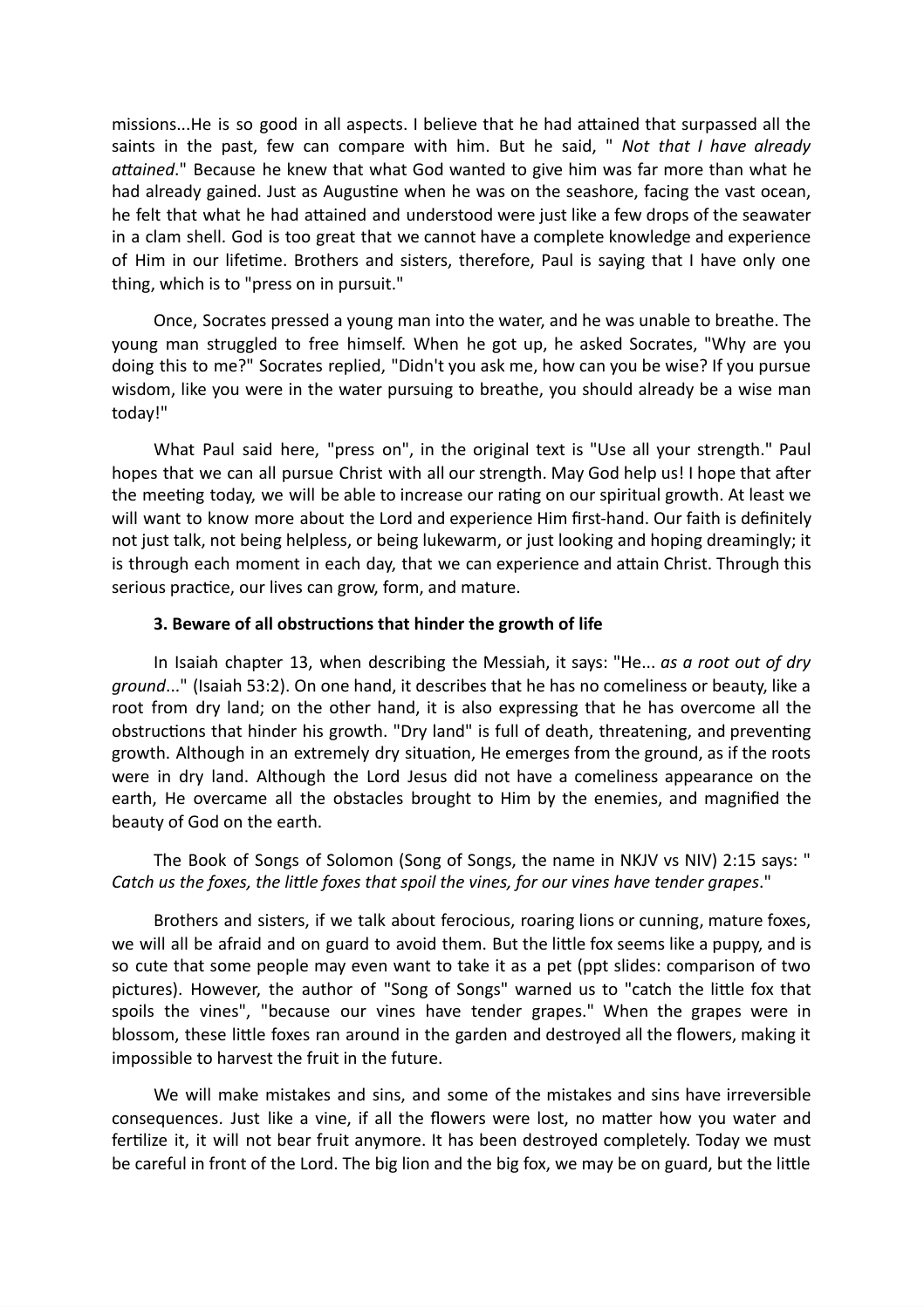missions...He is so good in all aspects. I believe that he had attained that surpassed all the saints in the past, few can compare with him. But he said, " *Not that I have already attained*." Because he knew that what God wanted to give him was far more than what he had already gained. Just as Augustine when he was on the seashore, facing the vast ocean, he felt that what he had attained and understood were just like a few drops of the seawater in a clam shell. God is too great that we cannot have a complete knowledge and experience of Him in our lifetime. Brothers and sisters, therefore, Paul is saying that I have only one thing, which is to "press on in pursuit."

Once, Socrates pressed a young man into the water, and he was unable to breathe. The young man struggled to free himself. When he got up, he asked Socrates, "Why are you doing this to me?" Socrates replied, "Didn't you ask me, how can you be wise? If you pursue wisdom, like you were in the water pursuing to breathe, you should already be a wise man today!"

What Paul said here, "press on", in the original text is "Use all your strength." Paul hopes that we can all pursue Christ with all our strength. May God help us! I hope that after the meeting today, we will be able to increase our rating on our spiritual growth. At least we will want to know more about the Lord and experience Him first-hand. Our faith is definitely not just talk, not being helpless, or being lukewarm, or just looking and hoping dreamingly; it is through each moment in each day, that we can experience and attain Christ. Through this serious practice, our lives can grow, form, and mature.

**3. Beware of all obstructions that hinder the growth of life**

In Isaiah chapter 13, when describing the Messiah, it says: "He... *as a root out of dry ground*..." (Isaiah 53:2). On one hand, it describes that he has no comeliness or beauty, like a root from dry land; on the other hand, it is also expressing that he has overcome all the obstructions that hinder his growth. "Dry land" is full of death, threatening, and preventing growth. Although in an extremely dry situation, He emerges from the ground, as if the roots were in dry land. Although the Lord Jesus did not have a comeliness appearance on the earth, He overcame all the obstacles brought to Him by the enemies, and magnified the beauty of God on the earth.

The Book of Songs of Solomon (Song of Songs, the name in NKJV vs NIV) 2:15 says: " *Catch us the foxes, the little foxes that spoil the vines, for our vines have tender grapes*."

Brothers and sisters, if we talk about ferocious, roaring lions or cunning, mature foxes, we will all be afraid and on guard to avoid them. But the little fox seems like a puppy, and is so cute that some people may even want to take it as a pet (ppt slides: comparison of two pictures). However, the author of "Song of Songs" warned us to "catch the little fox that spoils the vines", "because our vines have tender grapes." When the grapes were in blossom, these little foxes ran around in the garden and destroyed all the flowers, making it impossible to harvest the fruit in the future.

We will make mistakes and sins, and some of the mistakes and sins have irreversible consequences. Just like a vine, if all the flowers were lost, no matter how you water and fertilize it, it will not bear fruit anymore. It has been destroyed completely. Today we must be careful in front of the Lord. The big lion and the big fox, we may be on guard, but the little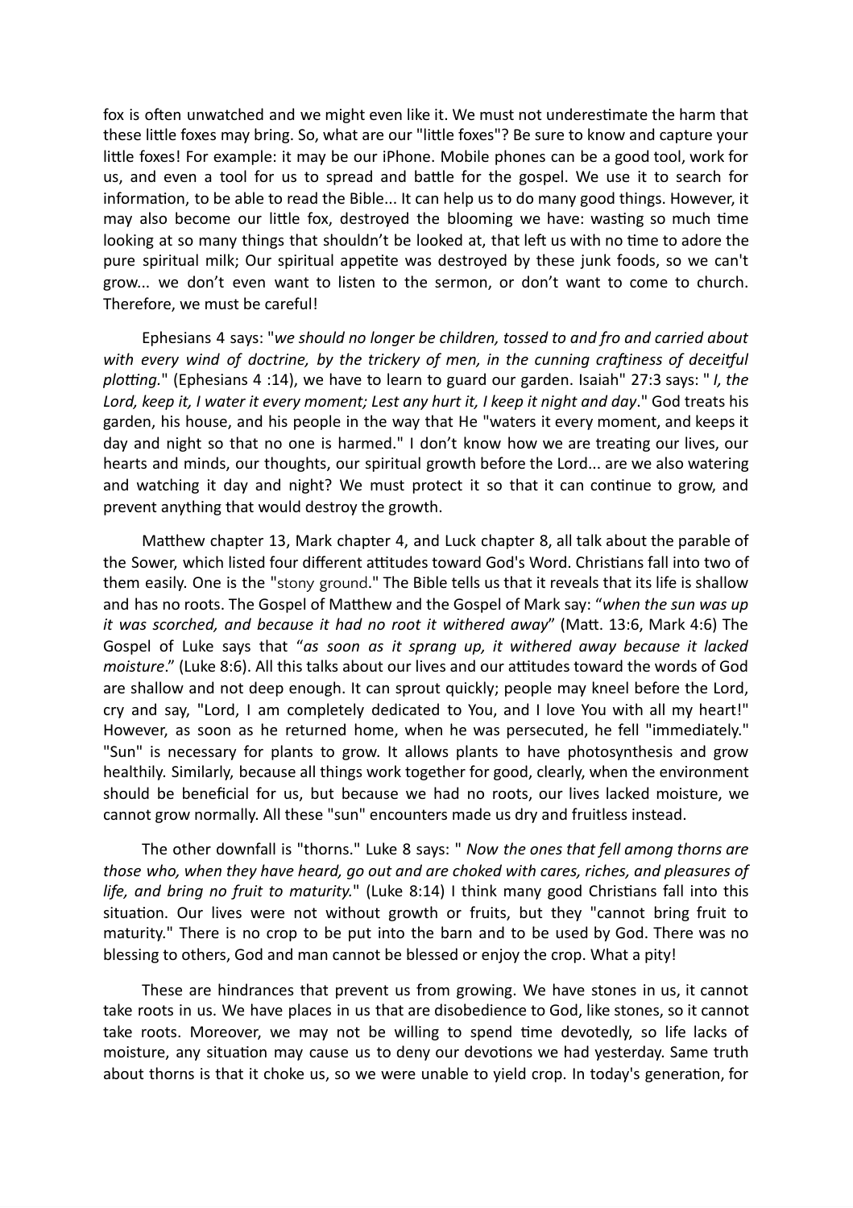fox is often unwatched and we might even like it. We must not underestimate the harm that these little foxes may bring. So, what are our "little foxes"? Be sure to know and capture your little foxes! For example: it may be our iPhone. Mobile phones can be a good tool, work for us, and even a tool for us to spread and battle for the gospel. We use it to search for information, to be able to read the Bible... It can help us to do many good things. However, it may also become our little fox, destroyed the blooming we have: wasting so much time looking at so many things that shouldn't be looked at, that left us with no time to adore the pure spiritual milk; Our spiritual appetite was destroyed by these junk foods, so we can't grow... we don't even want to listen to the sermon, or don't want to come to church. Therefore, we must be careful!

Ephesians 4 says: "*we should no longer be children, tossed to and fro and carried about with every wind of doctrine, by the trickery of men, in the cunning craftiness of deceitful plotting.*" (Ephesians 4 :14), we have to learn to guard our garden. Isaiah" 27:3 says: " *I, the Lord, keep it, I water it every moment; Lest any hurt it, I keep it night and day*." God treats his garden, his house, and his people in the way that He "waters it every moment, and keeps it day and night so that no one is harmed." I don't know how we are treating our lives, our hearts and minds, our thoughts, our spiritual growth before the Lord... are we also watering and watching it day and night? We must protect it so that it can continue to grow, and prevent anything that would destroy the growth.

Matthew chapter 13, Mark chapter 4, and Luck chapter 8, all talk about the parable of the Sower, which listed four different attitudes toward God's Word. Christians fall into two of them easily. One is the "stony ground." The Bible tells us that it reveals that its life is shallow and has no roots. The Gospel of Matthew and the Gospel of Mark say: "*when the sun was up it was scorched, and because it had no root it withered away*" (Matt. 13:6, Mark 4:6) The Gospel of Luke says that "*as soon as it sprang up, it withered away because it lacked moisture*." (Luke 8:6). All this talks about our lives and our attitudes toward the words of God are shallow and not deep enough. It can sprout quickly; people may kneel before the Lord, cry and say, "Lord, I am completely dedicated to You, and I love You with all my heart!" However, as soon as he returned home, when he was persecuted, he fell "immediately." "Sun" is necessary for plants to grow. It allows plants to have photosynthesis and grow healthily. Similarly, because all things work together for good, clearly, when the environment should be beneficial for us, but because we had no roots, our lives lacked moisture, we cannot grow normally. All these "sun" encounters made us dry and fruitless instead.

The other downfall is "thorns." Luke 8 says: " *Now the ones that fell among thorns are those who, when they have heard, go out and are choked with cares, riches, and pleasures of life, and bring no fruit to maturity.*" (Luke 8:14) I think many good Christians fall into this situation. Our lives were not without growth or fruits, but they "cannot bring fruit to maturity." There is no crop to be put into the barn and to be used by God. There was no blessing to others, God and man cannot be blessed or enjoy the crop. What a pity!

These are hindrances that prevent us from growing. We have stones in us, it cannot take roots in us. We have places in us that are disobedience to God, like stones, so it cannot take roots. Moreover, we may not be willing to spend time devotedly, so life lacks of moisture, any situation may cause us to deny our devotions we had yesterday. Same truth about thorns is that it choke us, so we were unable to yield crop. In today's generation, for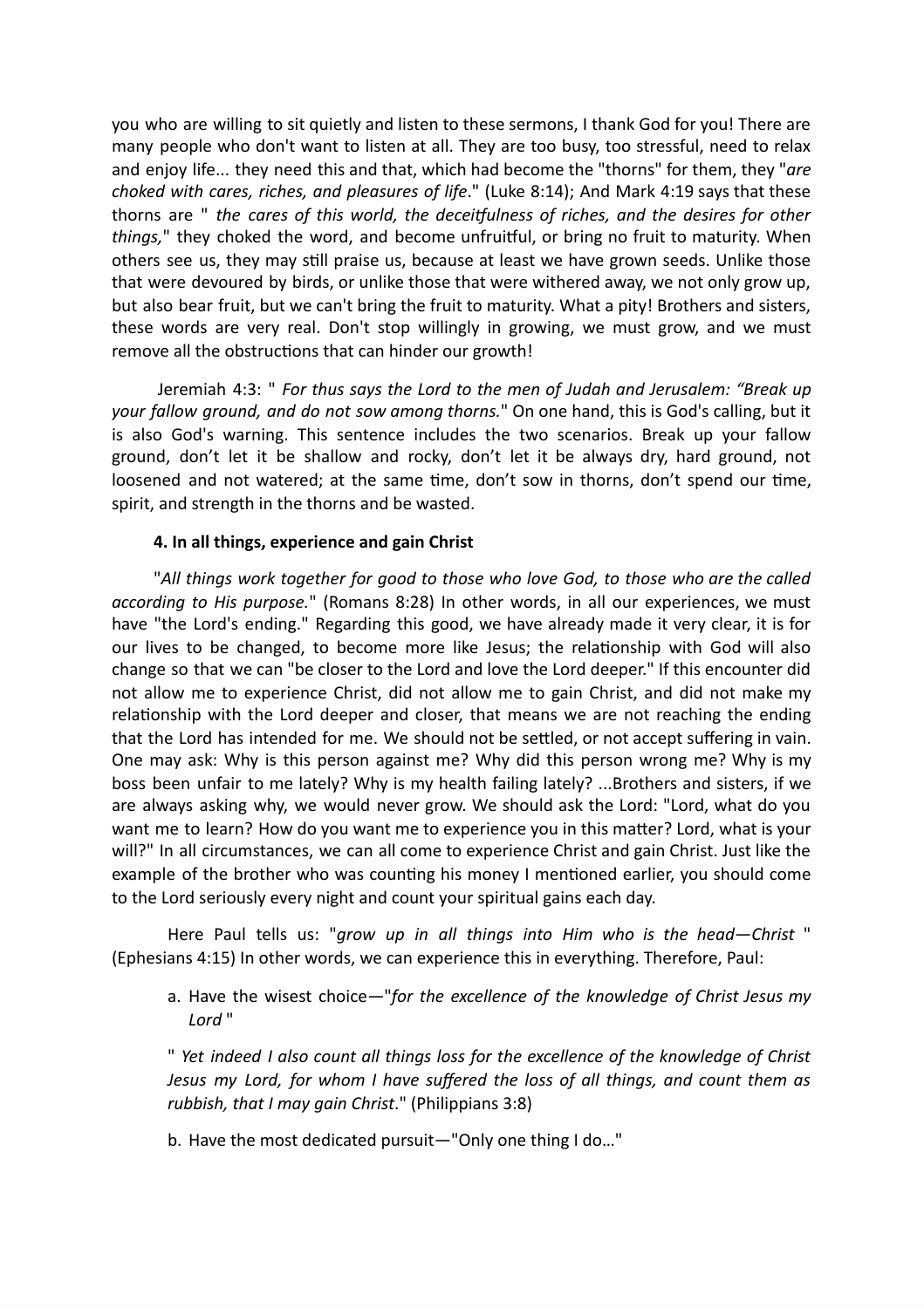you who are willing to sit quietly and listen to these sermons, I thank God for you! There are many people who don't want to listen at all. They are too busy, too stressful, need to relax and enjoy life... they need this and that, which had become the "thorns" for them, they "*are choked with cares, riches, and pleasures of life*." (Luke 8:14); And Mark 4:19 says that these thorns are " *the cares of this world, the deceitfulness of riches, and the desires for other things,*" they choked the word, and become unfruitful, or bring no fruit to maturity. When others see us, they may still praise us, because at least we have grown seeds. Unlike those that were devoured by birds, or unlike those that were withered away, we not only grow up, but also bear fruit, but we can't bring the fruit to maturity. What a pity! Brothers and sisters, these words are very real. Don't stop willingly in growing, we must grow, and we must remove all the obstructions that can hinder our growth!

Jeremiah 4:3: " *For thus says the Lord to the men of Judah and Jerusalem: "Break up your fallow ground, and do not sow among thorns.*" On one hand, this is God's calling, but it is also God's warning. This sentence includes the two scenarios. Break up your fallow ground, don't let it be shallow and rocky, don't let it be always dry, hard ground, not loosened and not watered; at the same time, don't sow in thorns, don't spend our time, spirit, and strength in the thorns and be wasted.

**4. In all things, experience and gain Christ**

"*All things work together for good to those who love God, to those who are the called according to His purpose.*" (Romans 8:28) In other words, in all our experiences, we must have "the Lord's ending." Regarding this good, we have already made it very clear, it is for our lives to be changed, to become more like Jesus; the relationship with God will also change so that we can "be closer to the Lord and love the Lord deeper." If this encounter did not allow me to experience Christ, did not allow me to gain Christ, and did not make my relationship with the Lord deeper and closer, that means we are not reaching the ending that the Lord has intended for me. We should not be settled, or not accept suffering in vain. One may ask: Why is this person against me? Why did this person wrong me? Why is my boss been unfair to me lately? Why is my health failing lately? ...Brothers and sisters, if we are always asking why, we would never grow. We should ask the Lord: "Lord, what do you want me to learn? How do you want me to experience you in this matter? Lord, what is your will?" In all circumstances, we can all come to experience Christ and gain Christ. Just like the example of the brother who was counting his money I mentioned earlier, you should come to the Lord seriously every night and count your spiritual gains each day.

Here Paul tells us: "*grow up in all things into Him who is the head—Christ* " (Ephesians 4:15) In other words, we can experience this in everything. Therefore, Paul:

a. Have the wisest choice—"*for the excellence of the knowledge of Christ Jesus my Lord* "

" *Yet indeed I also count all things loss for the excellence of the knowledge of Christ Jesus my Lord, for whom I have suffered the loss of all things, and count them as rubbish, that I may gain Christ*." (Philippians 3:8)

b. Have the most dedicated pursuit—"Only one thing I do…"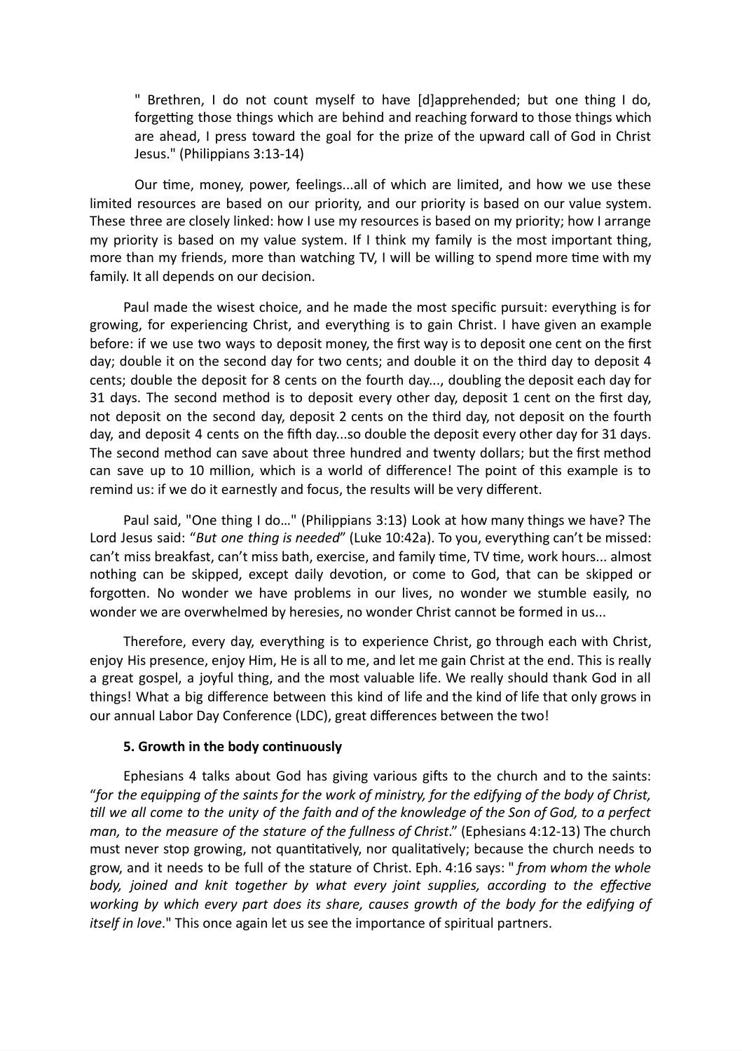> " Brethren, I do not count myself to have [d]apprehended; but one thing I do, forgetting those things which are behind and reaching forward to those things which are ahead, I press toward the goal for the prize of the upward call of God in Christ Jesus." (Philippians 3:13-14)

Our time, money, power, feelings...all of which are limited, and how we use these limited resources are based on our priority, and our priority is based on our value system. These three are closely linked: how I use my resources is based on my priority; how I arrange my priority is based on my value system. If I think my family is the most important thing, more than my friends, more than watching TV, I will be willing to spend more time with my family. It all depends on our decision.

Paul made the wisest choice, and he made the most specific pursuit: everything is for growing, for experiencing Christ, and everything is to gain Christ. I have given an example before: if we use two ways to deposit money, the first way is to deposit one cent on the first day; double it on the second day for two cents; and double it on the third day to deposit 4 cents; double the deposit for 8 cents on the fourth day..., doubling the deposit each day for 31 days. The second method is to deposit every other day, deposit 1 cent on the first day, not deposit on the second day, deposit 2 cents on the third day, not deposit on the fourth day, and deposit 4 cents on the fifth day...so double the deposit every other day for 31 days. The second method can save about three hundred and twenty dollars; but the first method can save up to 10 million, which is a world of difference! The point of this example is to remind us: if we do it earnestly and focus, the results will be very different.

Paul said, "One thing I do…" (Philippians 3:13) Look at how many things we have? The Lord Jesus said: "*But one thing is needed*" (Luke 10:42a). To you, everything can't be missed: can't miss breakfast, can't miss bath, exercise, and family time, TV time, work hours... almost nothing can be skipped, except daily devotion, or come to God, that can be skipped or forgotten. No wonder we have problems in our lives, no wonder we stumble easily, no wonder we are overwhelmed by heresies, no wonder Christ cannot be formed in us...

Therefore, every day, everything is to experience Christ, go through each with Christ, enjoy His presence, enjoy Him, He is all to me, and let me gain Christ at the end. This is really a great gospel, a joyful thing, and the most valuable life. We really should thank God in all things! What a big difference between this kind of life and the kind of life that only grows in our annual Labor Day Conference (LDC), great differences between the two!

**5. Growth in the body continuously**

Ephesians 4 talks about God has giving various gifts to the church and to the saints: "*for the equipping of the saints for the work of ministry, for the edifying of the body of Christ, till we all come to the unity of the faith and of the knowledge of the Son of God, to a perfect man, to the measure of the stature of the fullness of Christ*." (Ephesians 4:12-13) The church must never stop growing, not quantitatively, nor qualitatively; because the church needs to grow, and it needs to be full of the stature of Christ. Eph. 4:16 says: " *from whom the whole body, joined and knit together by what every joint supplies, according to the effective working by which every part does its share, causes growth of the body for the edifying of itself in love*." This once again let us see the importance of spiritual partners.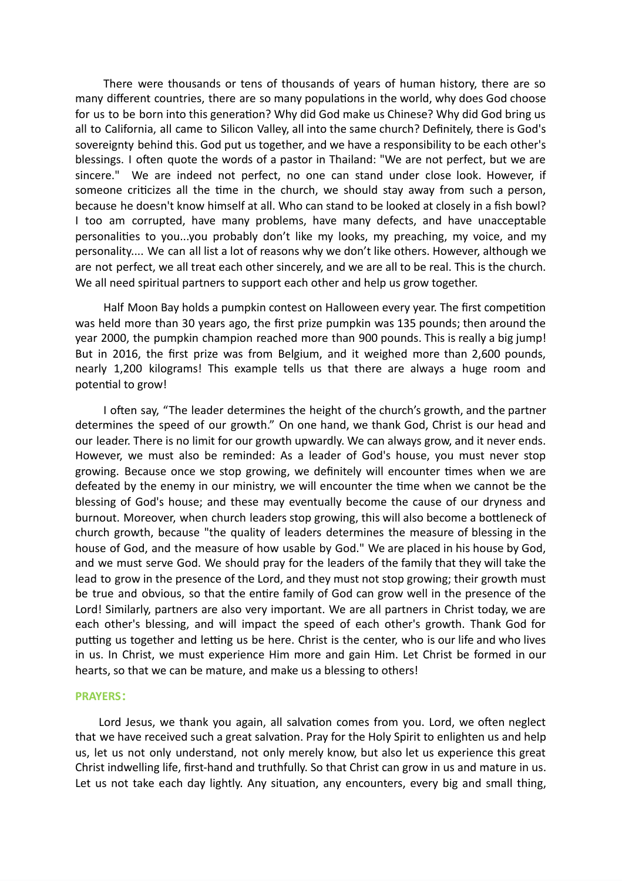There were thousands or tens of thousands of years of human history, there are so many different countries, there are so many populations in the world, why does God choose for us to be born into this generation? Why did God make us Chinese? Why did God bring us all to California, all came to Silicon Valley, all into the same church? Definitely, there is God's sovereignty behind this. God put us together, and we have a responsibility to be each other's blessings. I often quote the words of a pastor in Thailand: "We are not perfect, but we are sincere." We are indeed not perfect, no one can stand under close look. However, if someone criticizes all the time in the church, we should stay away from such a person, because he doesn't know himself at all. Who can stand to be looked at closely in a fish bowl? I too am corrupted, have many problems, have many defects, and have unacceptable personalities to you...you probably don't like my looks, my preaching, my voice, and my personality.... We can all list a lot of reasons why we don't like others. However, although we are not perfect, we all treat each other sincerely, and we are all to be real. This is the church. We all need spiritual partners to support each other and help us grow together.

Half Moon Bay holds a pumpkin contest on Halloween every year. The first competition was held more than 30 years ago, the first prize pumpkin was 135 pounds; then around the year 2000, the pumpkin champion reached more than 900 pounds. This is really a big jump! But in 2016, the first prize was from Belgium, and it weighed more than 2,600 pounds, nearly 1,200 kilograms! This example tells us that there are always a huge room and potential to grow!

I often say, "The leader determines the height of the church's growth, and the partner determines the speed of our growth." On one hand, we thank God, Christ is our head and our leader. There is no limit for our growth upwardly. We can always grow, and it never ends. However, we must also be reminded: As a leader of God's house, you must never stop growing. Because once we stop growing, we definitely will encounter times when we are defeated by the enemy in our ministry, we will encounter the time when we cannot be the blessing of God's house; and these may eventually become the cause of our dryness and burnout. Moreover, when church leaders stop growing, this will also become a bottleneck of church growth, because "the quality of leaders determines the measure of blessing in the house of God, and the measure of how usable by God." We are placed in his house by God, and we must serve God. We should pray for the leaders of the family that they will take the lead to grow in the presence of the Lord, and they must not stop growing; their growth must be true and obvious, so that the entire family of God can grow well in the presence of the Lord! Similarly, partners are also very important. We are all partners in Christ today, we are each other's blessing, and will impact the speed of each other's growth. Thank God for putting us together and letting us be here. Christ is the center, who is our life and who lives in us. In Christ, we must experience Him more and gain Him. Let Christ be formed in our hearts, so that we can be mature, and make us a blessing to others!

**PRAYERS:**

Lord Jesus, we thank you again, all salvation comes from you. Lord, we often neglect that we have received such a great salvation. Pray for the Holy Spirit to enlighten us and help us, let us not only understand, not only merely know, but also let us experience this great Christ indwelling life, first-hand and truthfully. So that Christ can grow in us and mature in us. Let us not take each day lightly. Any situation, any encounters, every big and small thing,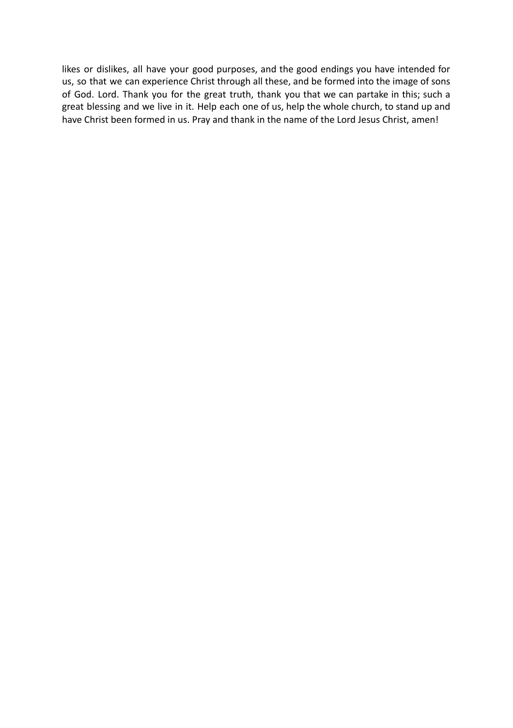likes or dislikes, all have your good purposes, and the good endings you have intended for us, so that we can experience Christ through all these, and be formed into the image of sons of God. Lord. Thank you for the great truth, thank you that we can partake in this; such a great blessing and we live in it. Help each one of us, help the whole church, to stand up and have Christ been formed in us. Pray and thank in the name of the Lord Jesus Christ, amen!